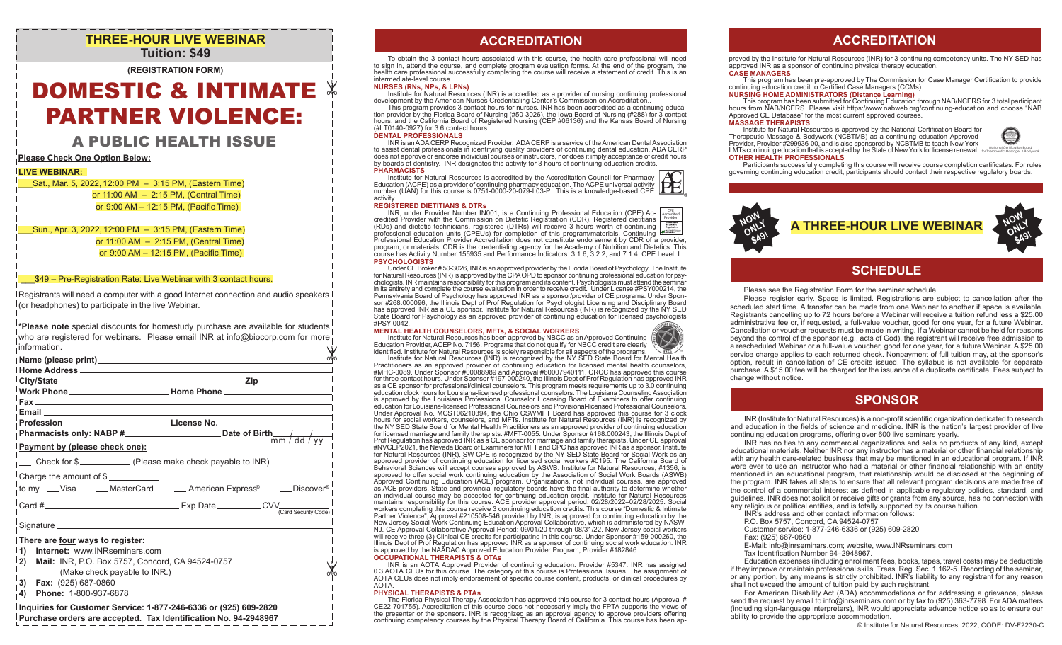## THREE-HOUR LIVE WEBINAR

**Tuition: $49**

**(REGISTRATION FORM)**

# DOMESTIC & INTIMATE PARTNER VIOLENCE:

## A PUBLIC HEALTH ISSUE

**Please Check One Option Below:**

**LIVE WEBINAR:**

___Sat., Mar. 5, 2022, 12:00 PM – 3:15 PM, (Eastern Time) or 11:00 AM – 2:15 PM, (Central Time) or 9:00 AM – 12:15 PM, (Pacific Time)

___Sun., Apr. 3, 2022, 12:00 PM – 3:15 PM, (Eastern Time) or 11:00 AM – 2:15 PM, (Central Time) or 9:00 AM – 12:15 PM, (Pacific Time)

___$49 – Pre-Registration Rate: Live Webinar with 3 contact hours.

Registrants will need a computer with a good Internet connection and audio speakers (or headphones) to participate in the live Webinar.

***Please note** special discounts for homestudy purchase are available for students who are registered for webinars. Please email INR at info@biocorp.com for more information.

**Name (please print)**______________________________

**Home Address** ______________________________

**City/State** ______________________ **Zip** __________

**Work Phone**__________________ **Home Phone** __________

**Fax** ______________________________

**Email** ______________________________

**Profession** __________________ **License No.** __________

**Pharmacists only: NABP #**______________ **Date of Birth**___/___/___ (mm / dd / yy)

**Payment by (please check one):**

___ Check for $__________ (Please make check payable to INR)

Charge the amount of $ __________

to my ___Visa ___MasterCard ___ American Express® ___Discover®

Card # ______________________ Exp Date__________ CVV______ (Card Security Code)

Signature ______________________________

**There are four ways to register:**

1) **Internet:** www.INRseminars.com
2) **Mail:** INR, P.O. Box 5757, Concord, CA 94524-0757 (Make check payable to INR.)
3) **Fax:** (925) 687-0860
4) **Phone:** 1-800-937-6878

**Inquiries for Customer Service: 1-877-246-6336 or (925) 609-2820**

**Purchase orders are accepted. Tax Identification No. 94-2948967**

## ACCREDITATION

To obtain the 3 contact hours associated with this course, the health care professional will need to sign in, attend the course, and complete program evaluation forms. At the end of the program, the health care professional successfully completing the course will receive a statement of credit. This is an intermediate-level course.

**NURSES (RNs, NPs, & LPNs)**

Institute for Natural Resources (INR) is accredited as a provider of nursing continuing professional development by the American Nurses Credentialing Center's Commission on Accreditation..

This program provides 3 contact hours for nurses. INR has been accredited as a continuing education provider by the Florida Board of Nursing (#50-3026), the Iowa Board of Nursing (#288) for 3 contact hours, and the California Board of Registered Nursing (CEP #06136) and the Kansas Board of Nursing (#LT0140-0927) for 3.6 contact hours.

**DENTAL PROFESSIONALS**

INR is an ADA CERP Recognized Provider. ADA CERP is a service of the American Dental Association to assist dental professionals in identifying quality providers of continuing dental education. ADA CERP does not approve or endorse individual courses or instructors, nor does it imply acceptance of credit hours by boards of dentistry. INR designates this activity for 3 hours of continuing education credits.

**PHARMACISTS**

Institute for Natural Resources is accredited by the Accreditation Council for Pharmacy Education (ACPE) as a provider of continuing pharmacy education. The ACPE universal activity number (UAN) for this course is 0751-0000-20-079-L03-P. This is a knowledge-based CPE activity.

**REGISTERED DIETITIANS & DTRs**

INR, under Provider Number IN001, is a Continuing Professional Education (CPE) Accredited Provider with the Commission on Dietetic Registration (CDR). Registered dietitians (RDs) and dietetic technicians, registered (DTRs) will receive 3 hours worth of continuing professional education units (CPEUs) for completion of this program/materials. Continuing Professional Education Provider Accreditation does not constitute endorsement by CDR of a provider, program, or materials. CDR is the credentialing agency for the Academy of Nutrition and Dietetics. This course has Activity Number 155935 and Performance Indicators: 3.1.6, 3.2.2, and 7.1.4. CPE Level: I.

**PSYCHOLOGISTS**

Under CE Broker # 50-3026, INR is an approved provider by the Florida Board of Psychology. The Institute for Natural Resources (INR) is approved by the CPA OPD to sponsor continuing professional education for psychologists. INR maintains responsibility for this program and its content. Psychologists must attend the seminar in its entirety and complete the course evaluation in order to receive credit. Under License #PSY000214, the Pennsylvania Board of Psychology has approved INR as a sponsor/provider of CE programs. Under Sponsor #268.000096, the Illinois Dept of Prof Regulation for Psychologist Licensing and Disciplinary Board has approved INR as a CE sponsor. Institute for Natural Resources (INR) is recognized by the NY SED State Board for Psychology as an approved provider of continuing education for licensed psychologists #PSY-0042.

**MENTAL HEALTH COUNSELORS, MFTs, & SOCIAL WORKERS**

Institute for Natural Resources has been approved by NBCC as an Approved Continuing Education Provider, ACEP No. 7156. Programs that do not qualify for NBCC credit are clearly identified. Institute for Natural Resources is solely responsible for all aspects of the programs.

Institute for Natural Resources (INR) is recognized by the NY SED State Board for Mental Health Practitioners as an approved provider of continuing education for licensed mental health counselors, #MHC-0089. Under Sponsor #00088989 and Approval #60007940111, CRCC has approved this course for three contact hours. Under Sponsor #197-000240, the Illinois Dept of Prof Regulation has approved INR as a CE sponsor for professional/clinical counselors. This program meets requirements up to 3.0 continuing education clock hours for Louisiana-licensed professional counselors. The Louisiana Counseling Association is approved by the Louisiana Professional Counselor Licensing Board of Examiners to offer continuing education for Louisiana-licensed Professional Counselors and Provisional-licensed Professional Counselors. Under Approval No. MCST06210394, the Ohio CSWMFT Board has approved this course for 3 clock hours for social workers, counselors, and MFTs. Institute for Natural Resources (INR) is recognized by the NY SED State Board for Mental Health Practitioners as an approved provider of continuing education for licensed marriage and family therapists. #MFT-0055. Under Sponsor #168.000243, the Illinois Dept of Prof Regulation has approved INR as a CE sponsor for marriage and family therapists. Under CE approval #NVCEP2021, the Nevada Board of Examiners for MFT and CPC has approved INR as a sponsor. Institute for Natural Resources (INR), SW CPE is recognized by the NY SED State Board for Social Work as an approved provider of continuing education for licensed social workers #0195. The California Board of Behavioral Sciences will accept courses approved by ASWB. Institute for Natural Resources, #1356, is approved to offer social work continuing education by the Association of Social Work Boards (ASWB) Approved Continuing Education (ACE) program. Organizations, not individual courses, are approved as ACE providers. State and provincial regulatory boards have the final authority to determine whether an individual course may be accepted for continuing education credit. Institute for Natural Resources maintains responsibility for this course. ACE provider approval period: 02/28/2022–02/28/2025. Social workers completing this course receive 3 continuing education credits. This course "Domestic & Intimate Partner Violence", Approval #210508-546 provided by INR, is approved for continuing education by the New Jersey Social Work Continuing Education Approval Collaborative, which is administered by NASW-NJ. CE Approval Collaborative Approval Period: 09/01/20 through 08/31/22. New Jersey social workers will receive three (3) Clinical CE credits for participating in this course. Under Sponsor #159-000260, the Illinois Dept of Prof Regulation has approved INR as a sponsor of continuing social work education. INR is approved by the NAADAC Approved Education Provider Program, Provider #182846.

**OCCUPATIONAL THERAPISTS & OTAs**

INR is an AOTA Approved Provider of continuing education. Provider #5347. INR has assigned 0.3 AOTA CEUs for this course. The category of this course is Professional Issues. The assignment of AOTA CEUs does not imply endorsement of specific course content, products, or clinical procedures by AOTA.

**PHYSICAL THERAPISTS & PTAs**

The Florida Physical Therapy Association has approved this course for 3 contact hours (Approval # CE22-701755). Accreditation of this course does not necessarily imply the FPTA supports the views of the presenter or the sponsors. INR is recognized as an approval agency to approve providers offering continuing competency courses by the Physical Therapy Board of California. This course has been approved by the Institute for Natural Resources (INR) for 3 continuing competency units. The NY SED has approved INR as a sponsor of continuing physical therapy education.

**CASE MANAGERS**

This program has been pre-approved by The Commission for Case Manager Certification to provide continuing education credit to Certified Case Managers (CCMs).

**NURSING HOME ADMINISTRATORS (Distance Learning)**

This program has been submitted for Continuing Education through NAB/NCERS for 3 total participant hours from NAB/NCERS. Please visit https://www.nabweb.org/continuing-education and choose "NAB Approved CE Database" for the most current approved courses.

**MASSAGE THERAPISTS**

Institute for Natural Resources is approved by the National Certification Board for Therapeutic Massage & Bodywork (NCBTMB) as a continuing education Approved Provider, Provider #299936-00, and is also sponsored by NCBTMB to teach New York LMTs continuing education that is accepted by the State of New York for license renewal.

**OTHER HEALTH PROFESSIONALS**

Participants successfully completing this course will receive course completion certificates. For rules governing continuing education credit, participants should contact their respective regulatory boards.

**NOW ONLY $49!** **A THREE-HOUR LIVE WEBINAR** **NOW ONLY $49!**

## SCHEDULE

Please see the Registration Form for the seminar schedule.

Please register early. Space is limited. Registrations are subject to cancellation after the scheduled start time. A transfer can be made from one Webinar to another if space is available. Registrants cancelling up to 72 hours before a Webinar will receive a tuition refund less a $25.00 administrative fee or, if requested, a full-value voucher, good for one year, for a future Webinar. Cancellation or voucher requests must be made in writing. If a Webinar cannot be held for reasons beyond the control of the sponsor (e.g., acts of God), the registrant will receive free admission to a rescheduled Webinar or a full-value voucher, good for one year, for a future Webinar. A $25.00 service charge applies to each returned check. Nonpayment of full tuition may, at the sponsor's option, result in cancellation of CE credits issued. The syllabus is not available for separate purchase. A $15.00 fee will be charged for the issuance of a duplicate certificate. Fees subject to change without notice.

## SPONSOR

INR (Institute for Natural Resources) is a non-profit scientific organization dedicated to research and education in the fields of science and medicine. INR is the nation's largest provider of live continuing education programs, offering over 600 live seminars yearly.

INR has no ties to any commercial organizations and sells no products of any kind, except educational materials. Neither INR nor any instructor has a material or other financial relationship with any health care-related business that may be mentioned in an educational program. If INR were ever to use an instructor who had a material or other financial relationship with an entity mentioned in an educational program, that relationship would be disclosed at the beginning of the program. INR takes all steps to ensure that all relevant program decisions are made free of the control of a commercial interest as defined in applicable regulatory policies, standard, and guidelines. INR does not solicit or receive gifts or grants from any source, has no connection with any religious or political entities, and is totally supported by its course tuition.

INR's address and other contact information follows:
P.O. Box 5757, Concord, CA 94524-0757
Customer service: 1-877-246-6336 or (925) 609-2820
Fax: (925) 687-0860
E-Mail: info@inrseminars.com; website, www.INRseminars.com
Tax Identification Number 94–2948967.

Education expenses (including enrollment fees, books, tapes, travel costs) may be deductible if they improve or maintain professional skills. Treas. Reg. Sec. 1.162-5. Recording of the seminar, or any portion, by any means is strictly prohibited. INR's liability to any registrant for any reason shall not exceed the amount of tuition paid by such registrant.

For American Disability Act (ADA) accommodations or for addressing a grievance, please send the request by email to info@inrseminars.com or by fax to (925) 363-7798. For ADA matters (including sign-language interpreters), INR would appreciate advance notice so as to ensure our ability to provide the appropriate accommodation.

© Institute for Natural Resources, 2022, CODE: DV-F2230-C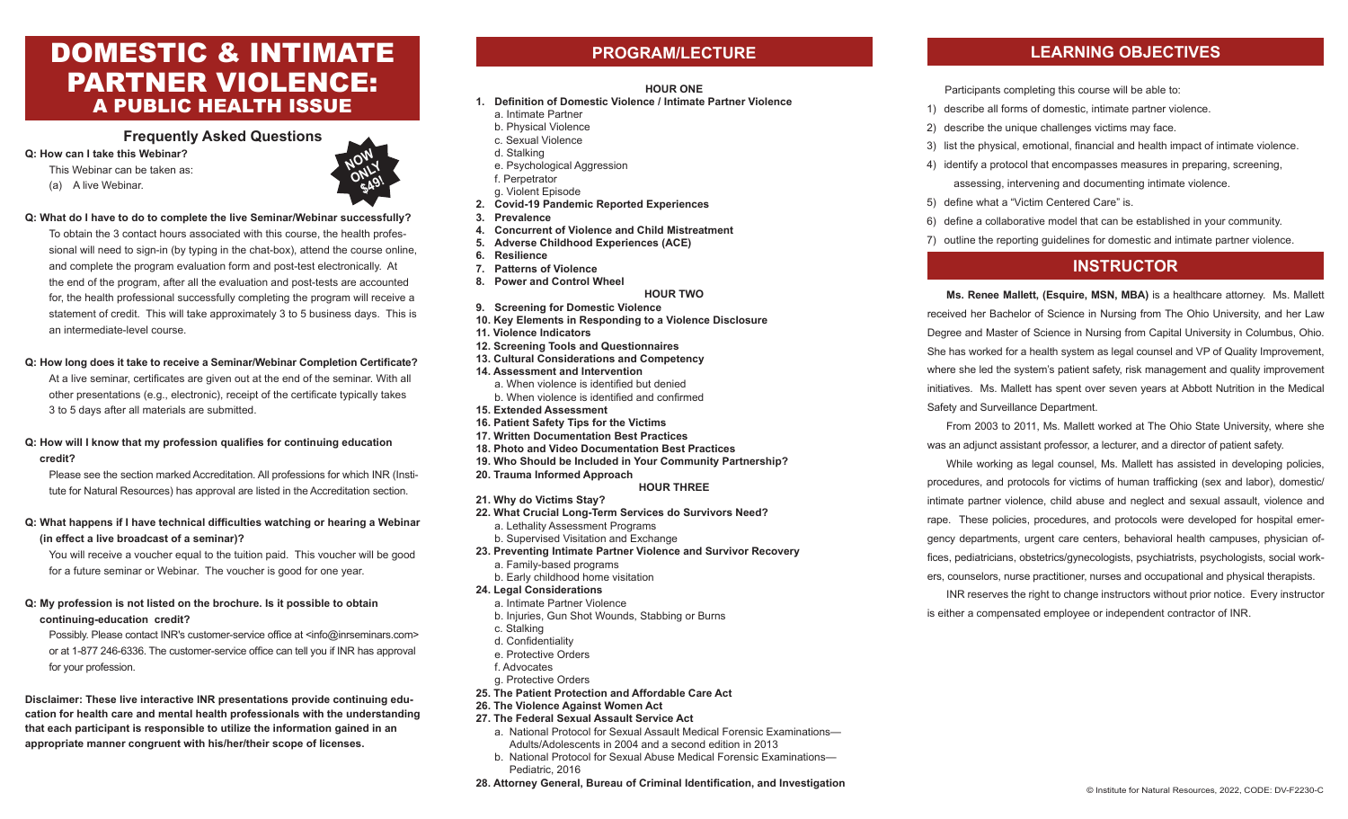# DOMESTIC & INTIMATE PARTNER VIOLENCE: A PUBLIC HEALTH ISSUE

## Frequently Asked Questions

NOW ONLY $49!

**Q: How can I take this Webinar?**

This Webinar can be taken as:

(a) A live Webinar.

**Q: What do I have to do to complete the live Seminar/Webinar successfully?**

To obtain the 3 contact hours associated with this course, the health professional will need to sign-in (by typing in the chat-box), attend the course online, and complete the program evaluation form and post-test electronically. At the end of the program, after all the evaluation and post-tests are accounted for, the health professional successfully completing the program will receive a statement of credit. This will take approximately 3 to 5 business days. This is an intermediate-level course.

**Q: How long does it take to receive a Seminar/Webinar Completion Certificate?**

At a live seminar, certificates are given out at the end of the seminar. With all other presentations (e.g., electronic), receipt of the certificate typically takes 3 to 5 days after all materials are submitted.

**Q: How will I know that my profession qualifies for continuing education credit?**

Please see the section marked Accreditation. All professions for which INR (Institute for Natural Resources) has approval are listed in the Accreditation section.

**Q: What happens if I have technical difficulties watching or hearing a Webinar (in effect a live broadcast of a seminar)?**

You will receive a voucher equal to the tuition paid. This voucher will be good for a future seminar or Webinar. The voucher is good for one year.

**Q: My profession is not listed on the brochure. Is it possible to obtain continuing-education credit?**

Possibly. Please contact INR's customer-service office at <info@inrseminars.com> or at 1-877 246-6336. The customer-service office can tell you if INR has approval for your profession.

**Disclaimer: These live interactive INR presentations provide continuing education for health care and mental health professionals with the understanding that each participant is responsible to utilize the information gained in an appropriate manner congruent with his/her/their scope of licenses.**

## PROGRAM/LECTURE

### HOUR ONE

1. **Definition of Domestic Violence / Intimate Partner Violence**
   - a. Intimate Partner
   - b. Physical Violence
   - c. Sexual Violence
   - d. Stalking
   - e. Psychological Aggression
   - f. Perpetrator
   - g. Violent Episode
2. **Covid-19 Pandemic Reported Experiences**
3. **Prevalence**
4. **Concurrent of Violence and Child Mistreatment**
5. **Adverse Childhood Experiences (ACE)**
6. **Resilience**
7. **Patterns of Violence**
8. **Power and Control Wheel**

### HOUR TWO

9. **Screening for Domestic Violence**
10. **Key Elements in Responding to a Violence Disclosure**
11. **Violence Indicators**
12. **Screening Tools and Questionnaires**
13. **Cultural Considerations and Competency**
14. **Assessment and Intervention**
    - a. When violence is identified but denied
    - b. When violence is identified and confirmed
15. **Extended Assessment**
16. **Patient Safety Tips for the Victims**
17. **Written Documentation Best Practices**
18. **Photo and Video Documentation Best Practices**
19. **Who Should be Included in Your Community Partnership?**
20. **Trauma Informed Approach**

### HOUR THREE

21. **Why do Victims Stay?**
22. **What Crucial Long-Term Services do Survivors Need?**
    - a. Lethality Assessment Programs
    - b. Supervised Visitation and Exchange
23. **Preventing Intimate Partner Violence and Survivor Recovery**
    - a. Family-based programs
    - b. Early childhood home visitation
24. **Legal Considerations**
    - a. Intimate Partner Violence
    - b. Injuries, Gun Shot Wounds, Stabbing or Burns
    - c. Stalking
    - d. Confidentiality
    - e. Protective Orders
    - f. Advocates
    - g. Protective Orders
25. **The Patient Protection and Affordable Care Act**
26. **The Violence Against Women Act**
27. **The Federal Sexual Assault Service Act**
    - a. National Protocol for Sexual Assault Medical Forensic Examinations—Adults/Adolescents in 2004 and a second edition in 2013
    - b. National Protocol for Sexual Abuse Medical Forensic Examinations—Pediatric, 2016
28. **Attorney General, Bureau of Criminal Identification, and Investigation**

## LEARNING OBJECTIVES

Participants completing this course will be able to:

1) describe all forms of domestic, intimate partner violence.
2) describe the unique challenges victims may face.
3) list the physical, emotional, financial and health impact of intimate violence.
4) identify a protocol that encompasses measures in preparing, screening, assessing, intervening and documenting intimate violence.
5) define what a "Victim Centered Care" is.
6) define a collaborative model that can be established in your community.
7) outline the reporting guidelines for domestic and intimate partner violence.

## INSTRUCTOR

**Ms. Renee Mallett, (Esquire, MSN, MBA)** is a healthcare attorney. Ms. Mallett received her Bachelor of Science in Nursing from The Ohio University, and her Law Degree and Master of Science in Nursing from Capital University in Columbus, Ohio. She has worked for a health system as legal counsel and VP of Quality Improvement, where she led the system's patient safety, risk management and quality improvement initiatives. Ms. Mallett has spent over seven years at Abbott Nutrition in the Medical Safety and Surveillance Department.

From 2003 to 2011, Ms. Mallett worked at The Ohio State University, where she was an adjunct assistant professor, a lecturer, and a director of patient safety.

While working as legal counsel, Ms. Mallett has assisted in developing policies, procedures, and protocols for victims of human trafficking (sex and labor), domestic/intimate partner violence, child abuse and neglect and sexual assault, violence and rape. These policies, procedures, and protocols were developed for hospital emergency departments, urgent care centers, behavioral health campuses, physician offices, pediatricians, obstetrics/gynecologists, psychiatrists, psychologists, social workers, counselors, nurse practitioner, nurses and occupational and physical therapists.

INR reserves the right to change instructors without prior notice. Every instructor is either a compensated employee or independent contractor of INR.

© Institute for Natural Resources, 2022, CODE: DV-F2230-C